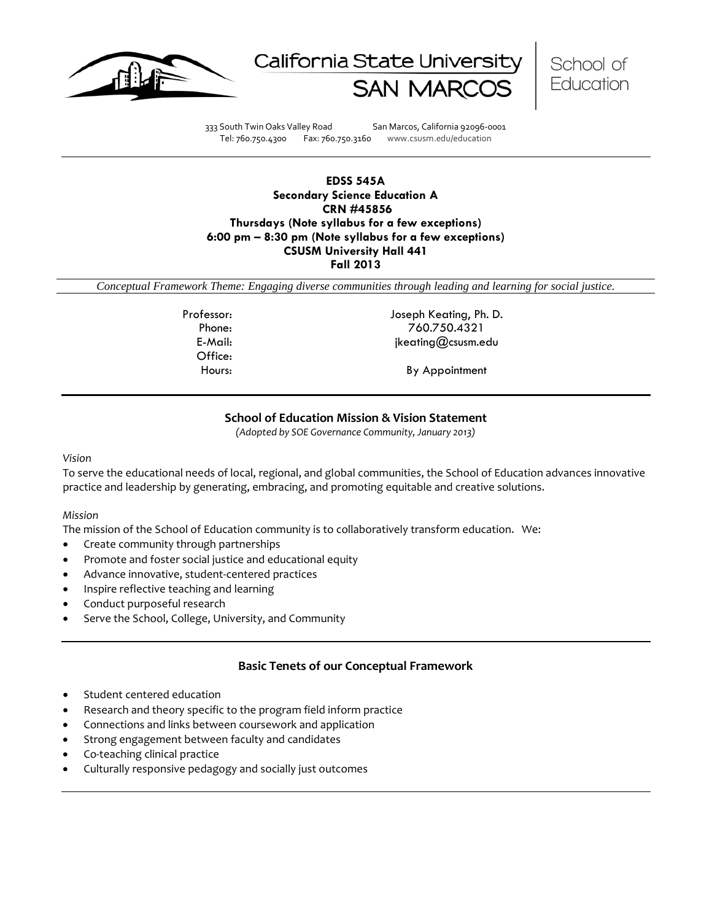California State University SAN MARCOS | School of Education

333 South Twin Oaks Valley Road San Marcos, California 92096-0001
Tel: 760.750.4300 Fax: 760.750.3160 www.csusm.edu/education

**EDSS 545A**
**Secondary Science Education A**
**CRN #45856**
**Thursdays (Note syllabus for a few exceptions)**
**6:00 pm – 8:30 pm (Note syllabus for a few exceptions)**
**CSUSM University Hall 441**
**Fall 2013**

*Conceptual Framework Theme: Engaging diverse communities through leading and learning for social justice.*

| | |
|---|---|
| Professor: | Joseph Keating, Ph. D. |
| Phone: | 760.750.4321 |
| E-Mail: | jkeating@csusm.edu |
| Office: | |
| Hours: | By Appointment |

## School of Education Mission & Vision Statement

*(Adopted by SOE Governance Community, January 2013)*

*Vision*

To serve the educational needs of local, regional, and global communities, the School of Education advances innovative practice and leadership by generating, embracing, and promoting equitable and creative solutions.

*Mission*

The mission of the School of Education community is to collaboratively transform education. We:

- Create community through partnerships
- Promote and foster social justice and educational equity
- Advance innovative, student-centered practices
- Inspire reflective teaching and learning
- Conduct purposeful research
- Serve the School, College, University, and Community

## Basic Tenets of our Conceptual Framework

- Student centered education
- Research and theory specific to the program field inform practice
- Connections and links between coursework and application
- Strong engagement between faculty and candidates
- Co-teaching clinical practice
- Culturally responsive pedagogy and socially just outcomes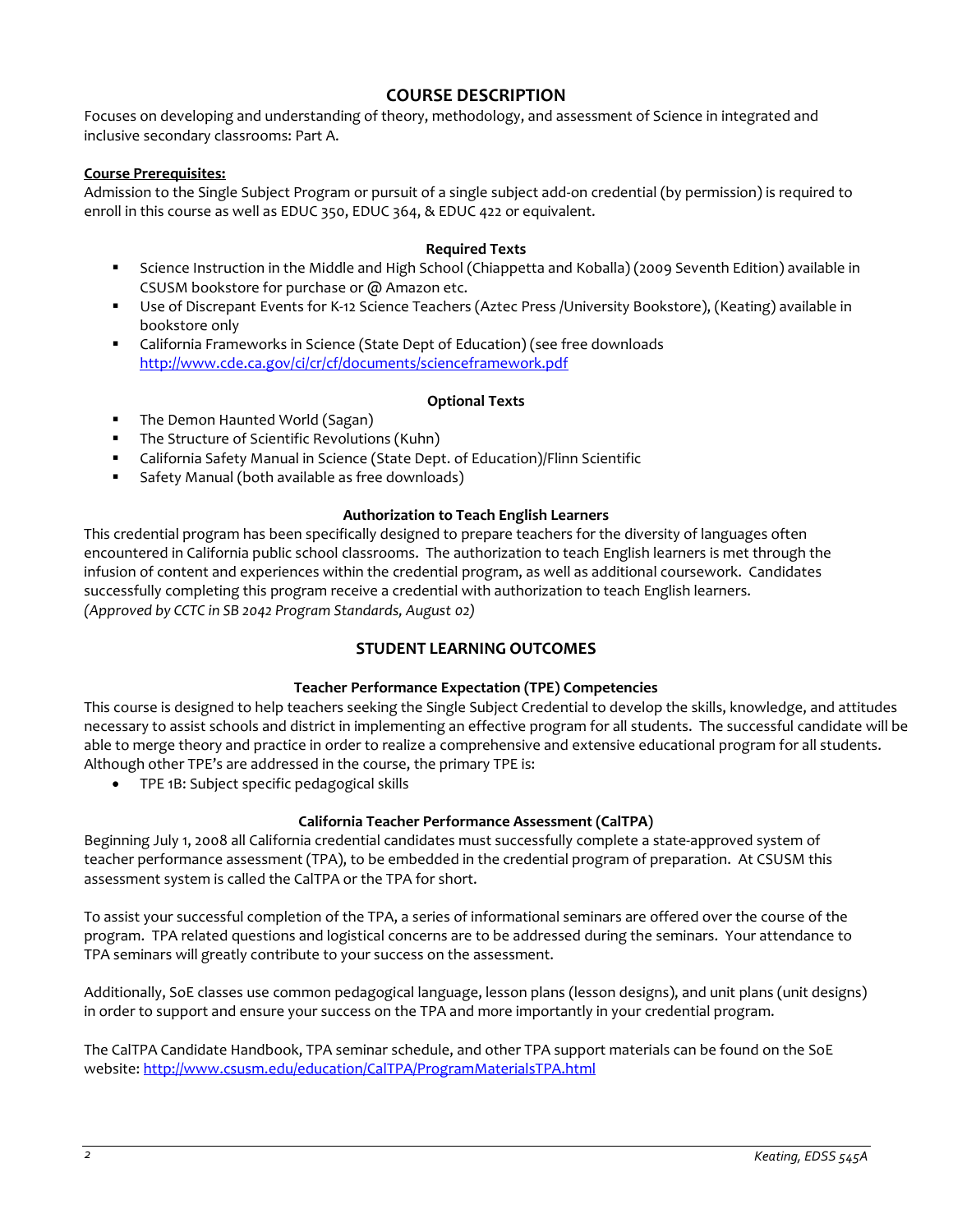## COURSE DESCRIPTION

Focuses on developing and understanding of theory, methodology, and assessment of Science in integrated and inclusive secondary classrooms: Part A.

**Course Prerequisites:**

Admission to the Single Subject Program or pursuit of a single subject add-on credential (by permission) is required to enroll in this course as well as EDUC 350, EDUC 364, & EDUC 422 or equivalent.

### Required Texts

- Science Instruction in the Middle and High School (Chiappetta and Koballa) (2009 Seventh Edition) available in CSUSM bookstore for purchase or @ Amazon etc.
- Use of Discrepant Events for K-12 Science Teachers (Aztec Press /University Bookstore), (Keating) available in bookstore only
- California Frameworks in Science (State Dept of Education) (see free downloads http://www.cde.ca.gov/ci/cr/cf/documents/scienceframework.pdf

### Optional Texts

- The Demon Haunted World (Sagan)
- The Structure of Scientific Revolutions (Kuhn)
- California Safety Manual in Science (State Dept. of Education)/Flinn Scientific
- Safety Manual (both available as free downloads)

### Authorization to Teach English Learners

This credential program has been specifically designed to prepare teachers for the diversity of languages often encountered in California public school classrooms. The authorization to teach English learners is met through the infusion of content and experiences within the credential program, as well as additional coursework. Candidates successfully completing this program receive a credential with authorization to teach English learners.
*(Approved by CCTC in SB 2042 Program Standards, August 02)*

## STUDENT LEARNING OUTCOMES

### Teacher Performance Expectation (TPE) Competencies

This course is designed to help teachers seeking the Single Subject Credential to develop the skills, knowledge, and attitudes necessary to assist schools and district in implementing an effective program for all students. The successful candidate will be able to merge theory and practice in order to realize a comprehensive and extensive educational program for all students. Although other TPE's are addressed in the course, the primary TPE is:

- TPE 1B: Subject specific pedagogical skills

### California Teacher Performance Assessment (CalTPA)

Beginning July 1, 2008 all California credential candidates must successfully complete a state-approved system of teacher performance assessment (TPA), to be embedded in the credential program of preparation. At CSUSM this assessment system is called the CalTPA or the TPA for short.

To assist your successful completion of the TPA, a series of informational seminars are offered over the course of the program. TPA related questions and logistical concerns are to be addressed during the seminars. Your attendance to TPA seminars will greatly contribute to your success on the assessment.

Additionally, SoE classes use common pedagogical language, lesson plans (lesson designs), and unit plans (unit designs) in order to support and ensure your success on the TPA and more importantly in your credential program.

The CalTPA Candidate Handbook, TPA seminar schedule, and other TPA support materials can be found on the SoE website: http://www.csusm.edu/education/CalTPA/ProgramMaterialsTPA.html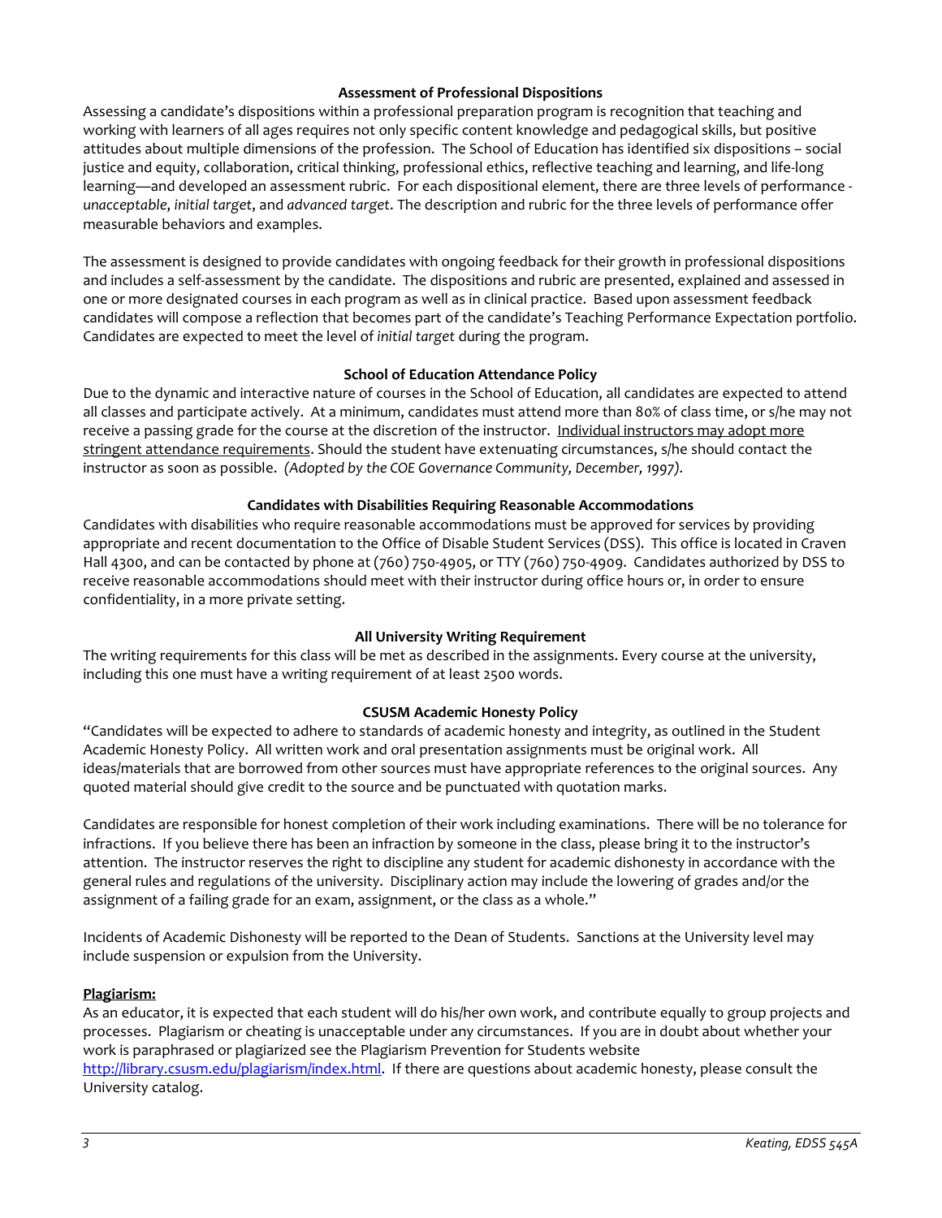## Assessment of Professional Dispositions

Assessing a candidate's dispositions within a professional preparation program is recognition that teaching and working with learners of all ages requires not only specific content knowledge and pedagogical skills, but positive attitudes about multiple dimensions of the profession. The School of Education has identified six dispositions – social justice and equity, collaboration, critical thinking, professional ethics, reflective teaching and learning, and life-long learning—and developed an assessment rubric. For each dispositional element, there are three levels of performance - *unacceptable*, *initial target*, and *advanced target*. The description and rubric for the three levels of performance offer measurable behaviors and examples.

The assessment is designed to provide candidates with ongoing feedback for their growth in professional dispositions and includes a self-assessment by the candidate. The dispositions and rubric are presented, explained and assessed in one or more designated courses in each program as well as in clinical practice. Based upon assessment feedback candidates will compose a reflection that becomes part of the candidate's Teaching Performance Expectation portfolio. Candidates are expected to meet the level of *initial target* during the program.

## School of Education Attendance Policy

Due to the dynamic and interactive nature of courses in the School of Education, all candidates are expected to attend all classes and participate actively. At a minimum, candidates must attend more than 80% of class time, or s/he may not receive a passing grade for the course at the discretion of the instructor. Individual instructors may adopt more stringent attendance requirements. Should the student have extenuating circumstances, s/he should contact the instructor as soon as possible. *(Adopted by the COE Governance Community, December, 1997).*

## Candidates with Disabilities Requiring Reasonable Accommodations

Candidates with disabilities who require reasonable accommodations must be approved for services by providing appropriate and recent documentation to the Office of Disable Student Services (DSS). This office is located in Craven Hall 4300, and can be contacted by phone at (760) 750-4905, or TTY (760) 750-4909. Candidates authorized by DSS to receive reasonable accommodations should meet with their instructor during office hours or, in order to ensure confidentiality, in a more private setting.

## All University Writing Requirement

The writing requirements for this class will be met as described in the assignments. Every course at the university, including this one must have a writing requirement of at least 2500 words.

## CSUSM Academic Honesty Policy

"Candidates will be expected to adhere to standards of academic honesty and integrity, as outlined in the Student Academic Honesty Policy. All written work and oral presentation assignments must be original work. All ideas/materials that are borrowed from other sources must have appropriate references to the original sources. Any quoted material should give credit to the source and be punctuated with quotation marks.

Candidates are responsible for honest completion of their work including examinations. There will be no tolerance for infractions. If you believe there has been an infraction by someone in the class, please bring it to the instructor's attention. The instructor reserves the right to discipline any student for academic dishonesty in accordance with the general rules and regulations of the university. Disciplinary action may include the lowering of grades and/or the assignment of a failing grade for an exam, assignment, or the class as a whole."

Incidents of Academic Dishonesty will be reported to the Dean of Students. Sanctions at the University level may include suspension or expulsion from the University.

**Plagiarism:**

As an educator, it is expected that each student will do his/her own work, and contribute equally to group projects and processes. Plagiarism or cheating is unacceptable under any circumstances. If you are in doubt about whether your work is paraphrased or plagiarized see the Plagiarism Prevention for Students website http://library.csusm.edu/plagiarism/index.html. If there are questions about academic honesty, please consult the University catalog.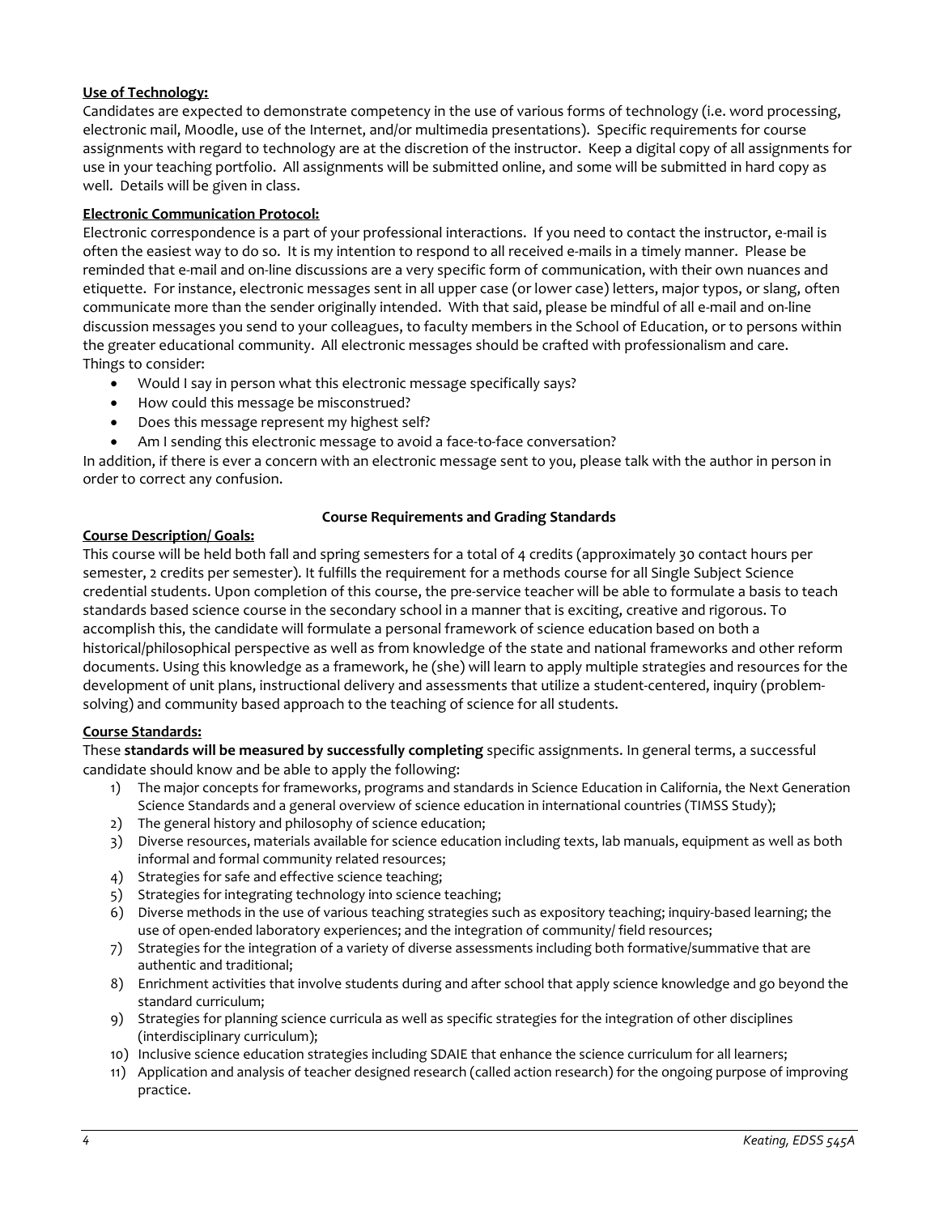**Use of Technology:**

Candidates are expected to demonstrate competency in the use of various forms of technology (i.e. word processing, electronic mail, Moodle, use of the Internet, and/or multimedia presentations). Specific requirements for course assignments with regard to technology are at the discretion of the instructor. Keep a digital copy of all assignments for use in your teaching portfolio. All assignments will be submitted online, and some will be submitted in hard copy as well. Details will be given in class.

**Electronic Communication Protocol:**

Electronic correspondence is a part of your professional interactions. If you need to contact the instructor, e-mail is often the easiest way to do so. It is my intention to respond to all received e-mails in a timely manner. Please be reminded that e-mail and on-line discussions are a very specific form of communication, with their own nuances and etiquette. For instance, electronic messages sent in all upper case (or lower case) letters, major typos, or slang, often communicate more than the sender originally intended. With that said, please be mindful of all e-mail and on-line discussion messages you send to your colleagues, to faculty members in the School of Education, or to persons within the greater educational community. All electronic messages should be crafted with professionalism and care.
Things to consider:

- Would I say in person what this electronic message specifically says?
- How could this message be misconstrued?
- Does this message represent my highest self?
- Am I sending this electronic message to avoid a face-to-face conversation?

In addition, if there is ever a concern with an electronic message sent to you, please talk with the author in person in order to correct any confusion.

## Course Requirements and Grading Standards

**Course Description/ Goals:**

This course will be held both fall and spring semesters for a total of 4 credits (approximately 30 contact hours per semester, 2 credits per semester). It fulfills the requirement for a methods course for all Single Subject Science credential students. Upon completion of this course, the pre-service teacher will be able to formulate a basis to teach standards based science course in the secondary school in a manner that is exciting, creative and rigorous. To accomplish this, the candidate will formulate a personal framework of science education based on both a historical/philosophical perspective as well as from knowledge of the state and national frameworks and other reform documents. Using this knowledge as a framework, he (she) will learn to apply multiple strategies and resources for the development of unit plans, instructional delivery and assessments that utilize a student-centered, inquiry (problem-solving) and community based approach to the teaching of science for all students.

**Course Standards:**

These **standards will be measured by successfully completing** specific assignments. In general terms, a successful candidate should know and be able to apply the following:

1) The major concepts for frameworks, programs and standards in Science Education in California, the Next Generation Science Standards and a general overview of science education in international countries (TIMSS Study);
2) The general history and philosophy of science education;
3) Diverse resources, materials available for science education including texts, lab manuals, equipment as well as both informal and formal community related resources;
4) Strategies for safe and effective science teaching;
5) Strategies for integrating technology into science teaching;
6) Diverse methods in the use of various teaching strategies such as expository teaching; inquiry-based learning; the use of open-ended laboratory experiences; and the integration of community/ field resources;
7) Strategies for the integration of a variety of diverse assessments including both formative/summative that are authentic and traditional;
8) Enrichment activities that involve students during and after school that apply science knowledge and go beyond the standard curriculum;
9) Strategies for planning science curricula as well as specific strategies for the integration of other disciplines (interdisciplinary curriculum);
10) Inclusive science education strategies including SDAIE that enhance the science curriculum for all learners;
11) Application and analysis of teacher designed research (called action research) for the ongoing purpose of improving practice.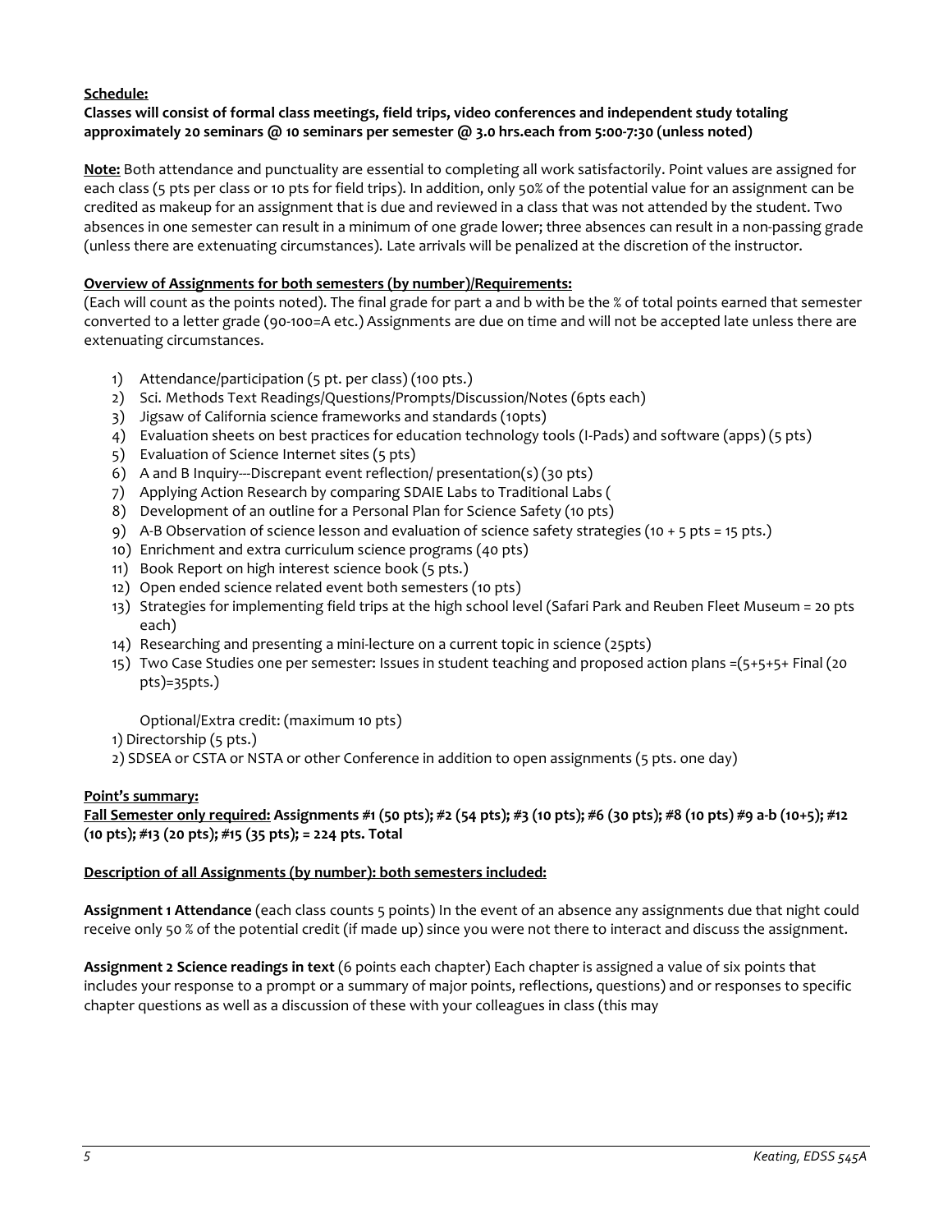**Schedule:**

**Classes will consist of formal class meetings, field trips, video conferences and independent study totaling approximately 20 seminars @ 10 seminars per semester @ 3.0 hrs.each from 5:00-7:30 (unless noted)**

**Note:** Both attendance and punctuality are essential to completing all work satisfactorily. Point values are assigned for each class (5 pts per class or 10 pts for field trips). In addition, only 50% of the potential value for an assignment can be credited as makeup for an assignment that is due and reviewed in a class that was not attended by the student. Two absences in one semester can result in a minimum of one grade lower; three absences can result in a non-passing grade (unless there are extenuating circumstances). Late arrivals will be penalized at the discretion of the instructor.

**Overview of Assignments for both semesters (by number)/Requirements:**

(Each will count as the points noted). The final grade for part a and b with be the % of total points earned that semester converted to a letter grade (90-100=A etc.) Assignments are due on time and will not be accepted late unless there are extenuating circumstances.

1) Attendance/participation (5 pt. per class) (100 pts.)
2) Sci. Methods Text Readings/Questions/Prompts/Discussion/Notes (6pts each)
3) Jigsaw of California science frameworks and standards (10pts)
4) Evaluation sheets on best practices for education technology tools (I-Pads) and software (apps) (5 pts)
5) Evaluation of Science Internet sites (5 pts)
6) A and B Inquiry---Discrepant event reflection/ presentation(s) (30 pts)
7) Applying Action Research by comparing SDAIE Labs to Traditional Labs (
8) Development of an outline for a Personal Plan for Science Safety (10 pts)
9) A-B Observation of science lesson and evaluation of science safety strategies (10 + 5 pts = 15 pts.)
10) Enrichment and extra curriculum science programs (40 pts)
11) Book Report on high interest science book (5 pts.)
12) Open ended science related event both semesters (10 pts)
13) Strategies for implementing field trips at the high school level (Safari Park and Reuben Fleet Museum = 20 pts each)
14) Researching and presenting a mini-lecture on a current topic in science (25pts)
15) Two Case Studies one per semester: Issues in student teaching and proposed action plans =(5+5+5+ Final (20 pts)=35pts.)

Optional/Extra credit: (maximum 10 pts)

1) Directorship (5 pts.)
2) SDSEA or CSTA or NSTA or other Conference in addition to open assignments (5 pts. one day)

**Point's summary:**

**Fall Semester only required: Assignments #1 (50 pts); #2 (54 pts); #3 (10 pts); #6 (30 pts); #8 (10 pts) #9 a-b (10+5); #12 (10 pts); #13 (20 pts); #15 (35 pts); = 224 pts. Total**

**Description of all Assignments (by number): both semesters included:**

**Assignment 1 Attendance** (each class counts 5 points) In the event of an absence any assignments due that night could receive only 50 % of the potential credit (if made up) since you were not there to interact and discuss the assignment.

**Assignment 2 Science readings in text** (6 points each chapter) Each chapter is assigned a value of six points that includes your response to a prompt or a summary of major points, reflections, questions) and or responses to specific chapter questions as well as a discussion of these with your colleagues in class (this may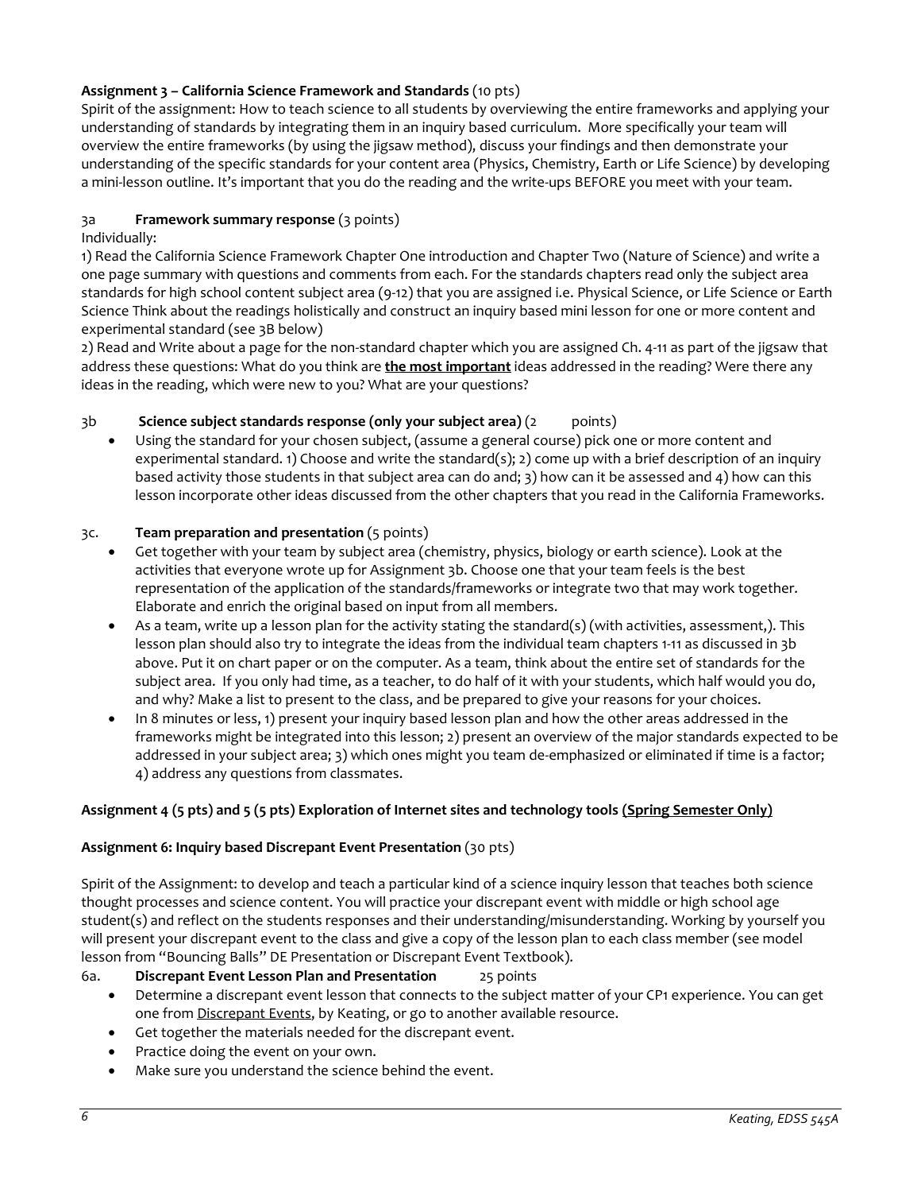**Assignment 3 – California Science Framework and Standards** (10 pts)

Spirit of the assignment: How to teach science to all students by overviewing the entire frameworks and applying your understanding of standards by integrating them in an inquiry based curriculum. More specifically your team will overview the entire frameworks (by using the jigsaw method), discuss your findings and then demonstrate your understanding of the specific standards for your content area (Physics, Chemistry, Earth or Life Science) by developing a mini-lesson outline. It's important that you do the reading and the write-ups BEFORE you meet with your team.

3a **Framework summary response** (3 points)

Individually:

1) Read the California Science Framework Chapter One introduction and Chapter Two (Nature of Science) and write a one page summary with questions and comments from each. For the standards chapters read only the subject area standards for high school content subject area (9-12) that you are assigned i.e. Physical Science, or Life Science or Earth Science Think about the readings holistically and construct an inquiry based mini lesson for one or more content and experimental standard (see 3B below)

2) Read and Write about a page for the non-standard chapter which you are assigned Ch. 4-11 as part of the jigsaw that address these questions: What do you think are **the most important** ideas addressed in the reading? Were there any ideas in the reading, which were new to you? What are your questions?

3b **Science subject standards response (only your subject area)** (2 points)

- Using the standard for your chosen subject, (assume a general course) pick one or more content and experimental standard. 1) Choose and write the standard(s); 2) come up with a brief description of an inquiry based activity those students in that subject area can do and; 3) how can it be assessed and 4) how can this lesson incorporate other ideas discussed from the other chapters that you read in the California Frameworks.

3c. **Team preparation and presentation** (5 points)

- Get together with your team by subject area (chemistry, physics, biology or earth science). Look at the activities that everyone wrote up for Assignment 3b. Choose one that your team feels is the best representation of the application of the standards/frameworks or integrate two that may work together. Elaborate and enrich the original based on input from all members.
- As a team, write up a lesson plan for the activity stating the standard(s) (with activities, assessment,). This lesson plan should also try to integrate the ideas from the individual team chapters 1-11 as discussed in 3b above. Put it on chart paper or on the computer. As a team, think about the entire set of standards for the subject area. If you only had time, as a teacher, to do half of it with your students, which half would you do, and why? Make a list to present to the class, and be prepared to give your reasons for your choices.
- In 8 minutes or less, 1) present your inquiry based lesson plan and how the other areas addressed in the frameworks might be integrated into this lesson; 2) present an overview of the major standards expected to be addressed in your subject area; 3) which ones might you team de-emphasized or eliminated if time is a factor; 4) address any questions from classmates.

**Assignment 4 (5 pts) and 5 (5 pts) Exploration of Internet sites and technology tools (Spring Semester Only)**

**Assignment 6: Inquiry based Discrepant Event Presentation** (30 pts)

Spirit of the Assignment: to develop and teach a particular kind of a science inquiry lesson that teaches both science thought processes and science content. You will practice your discrepant event with middle or high school age student(s) and reflect on the students responses and their understanding/misunderstanding. Working by yourself you will present your discrepant event to the class and give a copy of the lesson plan to each class member (see model lesson from "Bouncing Balls" DE Presentation or Discrepant Event Textbook).

6a. **Discrepant Event Lesson Plan and Presentation** 25 points

- Determine a discrepant event lesson that connects to the subject matter of your CP1 experience. You can get one from Discrepant Events, by Keating, or go to another available resource.
- Get together the materials needed for the discrepant event.
- Practice doing the event on your own.
- Make sure you understand the science behind the event.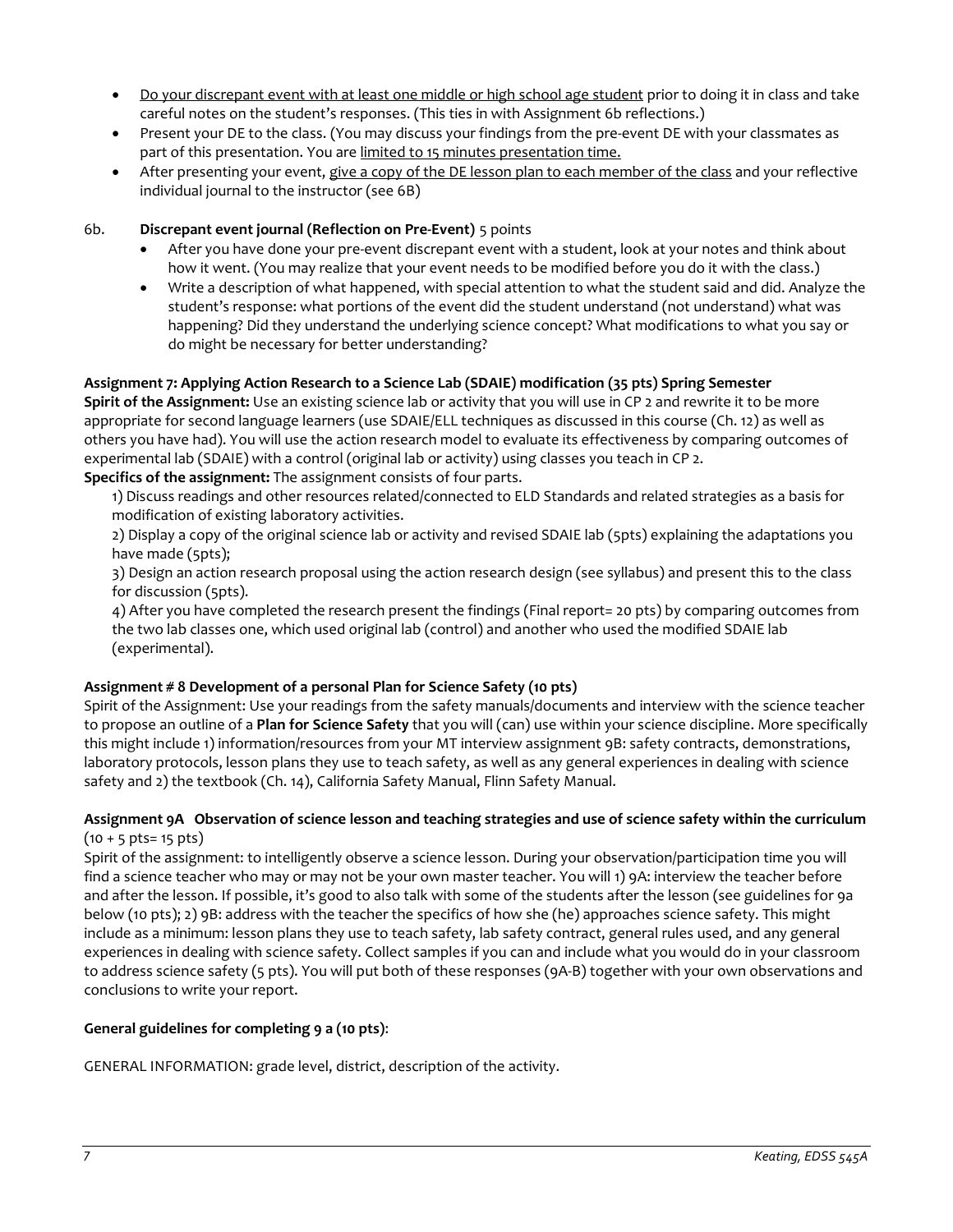- Do your discrepant event with at least one middle or high school age student prior to doing it in class and take careful notes on the student's responses. (This ties in with Assignment 6b reflections.)
- Present your DE to the class. (You may discuss your findings from the pre-event DE with your classmates as part of this presentation. You are limited to 15 minutes presentation time.
- After presenting your event, give a copy of the DE lesson plan to each member of the class and your reflective individual journal to the instructor (see 6B)

6b. **Discrepant event journal (Reflection on Pre-Event)** 5 points

- After you have done your pre-event discrepant event with a student, look at your notes and think about how it went. (You may realize that your event needs to be modified before you do it with the class.)
- Write a description of what happened, with special attention to what the student said and did. Analyze the student's response: what portions of the event did the student understand (not understand) what was happening? Did they understand the underlying science concept? What modifications to what you say or do might be necessary for better understanding?

**Assignment 7: Applying Action Research to a Science Lab (SDAIE) modification (35 pts) Spring Semester**

**Spirit of the Assignment:** Use an existing science lab or activity that you will use in CP 2 and rewrite it to be more appropriate for second language learners (use SDAIE/ELL techniques as discussed in this course (Ch. 12) as well as others you have had). You will use the action research model to evaluate its effectiveness by comparing outcomes of experimental lab (SDAIE) with a control (original lab or activity) using classes you teach in CP 2.

**Specifics of the assignment:** The assignment consists of four parts.

1) Discuss readings and other resources related/connected to ELD Standards and related strategies as a basis for modification of existing laboratory activities.
2) Display a copy of the original science lab or activity and revised SDAIE lab (5pts) explaining the adaptations you have made (5pts);
3) Design an action research proposal using the action research design (see syllabus) and present this to the class for discussion (5pts).
4) After you have completed the research present the findings (Final report= 20 pts) by comparing outcomes from the two lab classes one, which used original lab (control) and another who used the modified SDAIE lab (experimental).

**Assignment # 8 Development of a personal Plan for Science Safety (10 pts)**

Spirit of the Assignment: Use your readings from the safety manuals/documents and interview with the science teacher to propose an outline of a **Plan for Science Safety** that you will (can) use within your science discipline. More specifically this might include 1) information/resources from your MT interview assignment 9B: safety contracts, demonstrations, laboratory protocols, lesson plans they use to teach safety, as well as any general experiences in dealing with science safety and 2) the textbook (Ch. 14), California Safety Manual, Flinn Safety Manual.

**Assignment 9A Observation of science lesson and teaching strategies and use of science safety within the curriculum** (10 + 5 pts= 15 pts)

Spirit of the assignment: to intelligently observe a science lesson. During your observation/participation time you will find a science teacher who may or may not be your own master teacher. You will 1) 9A: interview the teacher before and after the lesson. If possible, it's good to also talk with some of the students after the lesson (see guidelines for 9a below (10 pts); 2) 9B: address with the teacher the specifics of how she (he) approaches science safety. This might include as a minimum: lesson plans they use to teach safety, lab safety contract, general rules used, and any general experiences in dealing with science safety. Collect samples if you can and include what you would do in your classroom to address science safety (5 pts). You will put both of these responses (9A-B) together with your own observations and conclusions to write your report.

**General guidelines for completing 9 a (10 pts)**:

GENERAL INFORMATION: grade level, district, description of the activity.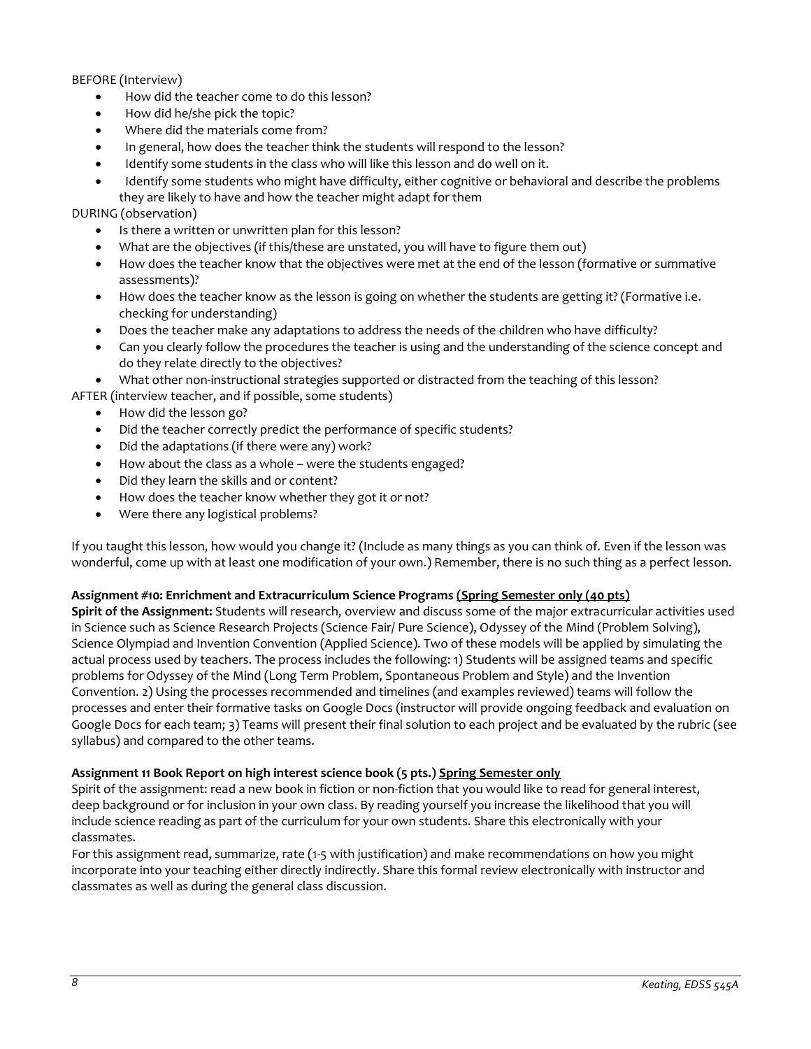BEFORE (Interview)

- How did the teacher come to do this lesson?
- How did he/she pick the topic?
- Where did the materials come from?
- In general, how does the teacher think the students will respond to the lesson?
- Identify some students in the class who will like this lesson and do well on it.
- Identify some students who might have difficulty, either cognitive or behavioral and describe the problems they are likely to have and how the teacher might adapt for them

DURING (observation)

- Is there a written or unwritten plan for this lesson?
- What are the objectives (if this/these are unstated, you will have to figure them out)
- How does the teacher know that the objectives were met at the end of the lesson (formative or summative assessments)?
- How does the teacher know as the lesson is going on whether the students are getting it? (Formative i.e. checking for understanding)
- Does the teacher make any adaptations to address the needs of the children who have difficulty?
- Can you clearly follow the procedures the teacher is using and the understanding of the science concept and do they relate directly to the objectives?
- What other non-instructional strategies supported or distracted from the teaching of this lesson?

AFTER (interview teacher, and if possible, some students)

- How did the lesson go?
- Did the teacher correctly predict the performance of specific students?
- Did the adaptations (if there were any) work?
- How about the class as a whole – were the students engaged?
- Did they learn the skills and or content?
- How does the teacher know whether they got it or not?
- Were there any logistical problems?

If you taught this lesson, how would you change it? (Include as many things as you can think of. Even if the lesson was wonderful, come up with at least one modification of your own.) Remember, there is no such thing as a perfect lesson.

**Assignment #10: Enrichment and Extracurriculum Science Programs <u>(Spring Semester only (40 pts)</u>**

**Spirit of the Assignment:** Students will research, overview and discuss some of the major extracurricular activities used in Science such as Science Research Projects (Science Fair/ Pure Science), Odyssey of the Mind (Problem Solving), Science Olympiad and Invention Convention (Applied Science). Two of these models will be applied by simulating the actual process used by teachers. The process includes the following: 1) Students will be assigned teams and specific problems for Odyssey of the Mind (Long Term Problem, Spontaneous Problem and Style) and the Invention Convention. 2) Using the processes recommended and timelines (and examples reviewed) teams will follow the processes and enter their formative tasks on Google Docs (instructor will provide ongoing feedback and evaluation on Google Docs for each team; 3) Teams will present their final solution to each project and be evaluated by the rubric (see syllabus) and compared to the other teams.

**Assignment 11 Book Report on high interest science book (5 pts.) <u>Spring Semester only</u>**

Spirit of the assignment: read a new book in fiction or non-fiction that you would like to read for general interest, deep background or for inclusion in your own class. By reading yourself you increase the likelihood that you will include science reading as part of the curriculum for your own students. Share this electronically with your classmates.

For this assignment read, summarize, rate (1-5 with justification) and make recommendations on how you might incorporate into your teaching either directly indirectly. Share this formal review electronically with instructor and classmates as well as during the general class discussion.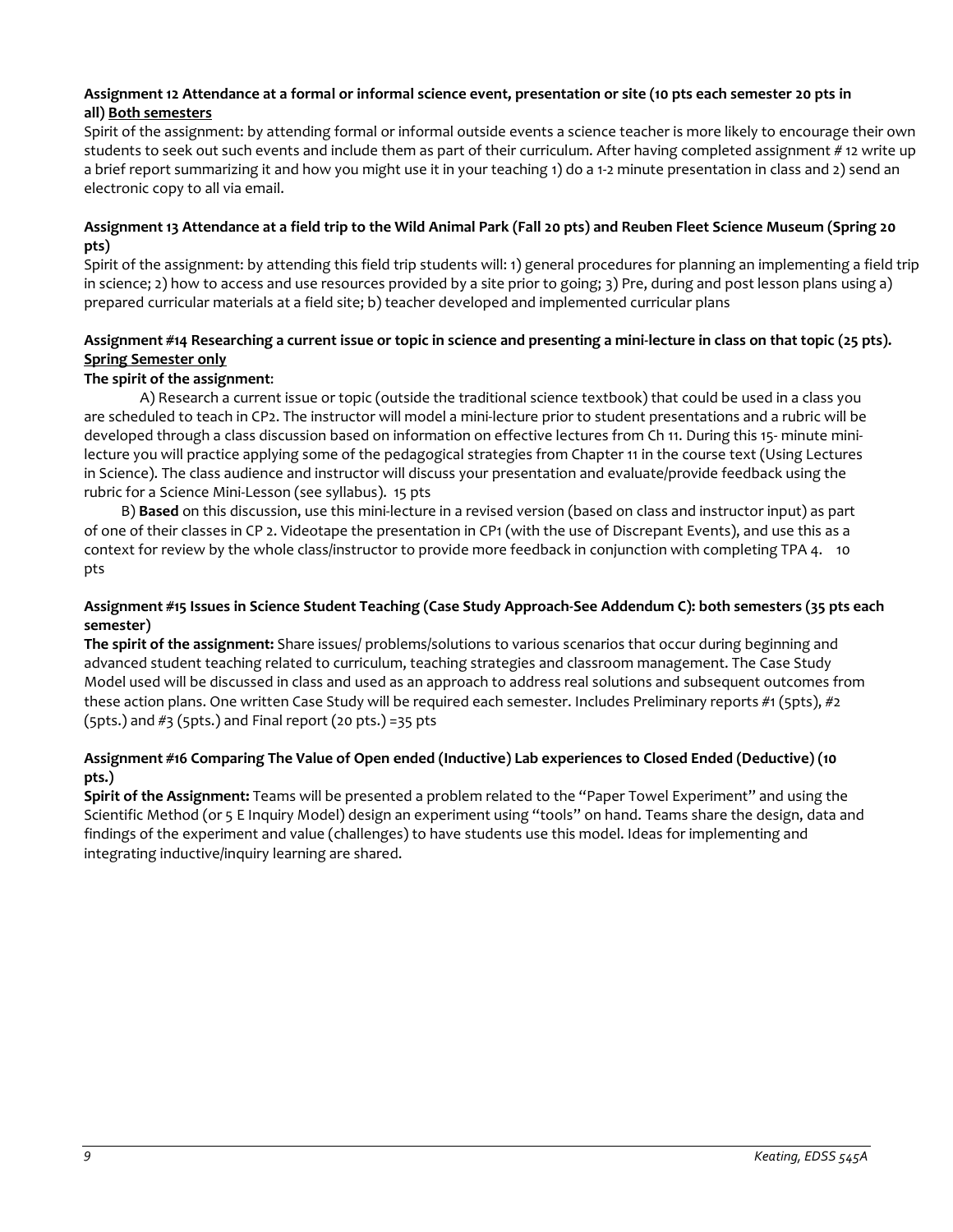**Assignment 12 Attendance at a formal or informal science event, presentation or site (10 pts each semester 20 pts in all) <u>Both semesters</u>**

Spirit of the assignment: by attending formal or informal outside events a science teacher is more likely to encourage their own students to seek out such events and include them as part of their curriculum. After having completed assignment # 12 write up a brief report summarizing it and how you might use it in your teaching 1) do a 1-2 minute presentation in class and 2) send an electronic copy to all via email.

**Assignment 13 Attendance at a field trip to the Wild Animal Park (Fall 20 pts) and Reuben Fleet Science Museum (Spring 20 pts)**

Spirit of the assignment: by attending this field trip students will: 1) general procedures for planning an implementing a field trip in science; 2) how to access and use resources provided by a site prior to going; 3) Pre, during and post lesson plans using a) prepared curricular materials at a field site; b) teacher developed and implemented curricular plans

**Assignment #14 Researching a current issue or topic in science and presenting a mini-lecture in class on that topic (25 pts). <u>Spring Semester only</u>**

**The spirit of the assignment**:

A) Research a current issue or topic (outside the traditional science textbook) that could be used in a class you are scheduled to teach in CP2. The instructor will model a mini-lecture prior to student presentations and a rubric will be developed through a class discussion based on information on effective lectures from Ch 11. During this 15- minute mini-lecture you will practice applying some of the pedagogical strategies from Chapter 11 in the course text (Using Lectures in Science). The class audience and instructor will discuss your presentation and evaluate/provide feedback using the rubric for a Science Mini-Lesson (see syllabus). 15 pts

B) **Based** on this discussion, use this mini-lecture in a revised version (based on class and instructor input) as part of one of their classes in CP 2. Videotape the presentation in CP1 (with the use of Discrepant Events), and use this as a context for review by the whole class/instructor to provide more feedback in conjunction with completing TPA 4. 10 pts

**Assignment #15 Issues in Science Student Teaching (Case Study Approach-See Addendum C): both semesters (35 pts each semester)**

**The spirit of the assignment:** Share issues/ problems/solutions to various scenarios that occur during beginning and advanced student teaching related to curriculum, teaching strategies and classroom management. The Case Study Model used will be discussed in class and used as an approach to address real solutions and subsequent outcomes from these action plans. One written Case Study will be required each semester. Includes Preliminary reports #1 (5pts), #2 (5pts.) and #3 (5pts.) and Final report (20 pts.) =35 pts

**Assignment #16 Comparing The Value of Open ended (Inductive) Lab experiences to Closed Ended (Deductive) (10 pts.)**

**Spirit of the Assignment:** Teams will be presented a problem related to the "Paper Towel Experiment" and using the Scientific Method (or 5 E Inquiry Model) design an experiment using "tools" on hand. Teams share the design, data and findings of the experiment and value (challenges) to have students use this model. Ideas for implementing and integrating inductive/inquiry learning are shared.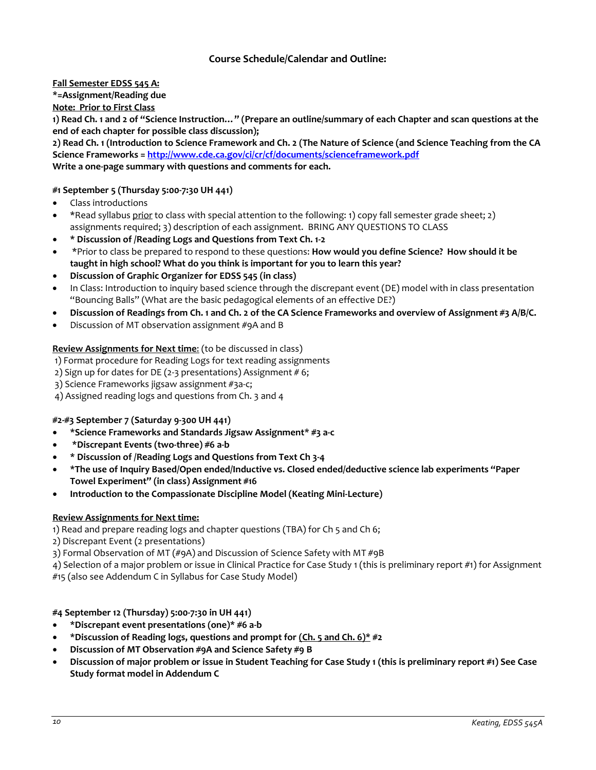## Course Schedule/Calendar and Outline:

**Fall Semester EDSS 545 A:**

**\*=Assignment/Reading due**

**Note: Prior to First Class**

**1) Read Ch. 1 and 2 of "Science Instruction…" (Prepare an outline/summary of each Chapter and scan questions at the end of each chapter for possible class discussion);**

**2) Read Ch. 1 (Introduction to Science Framework and Ch. 2 (The Nature of Science (and Science Teaching from the CA Science Frameworks = [http://www.cde.ca.gov/ci/cr/cf/documents/scienceframework.pdf](http://www.cde.ca.gov/ci/cr/cf/documents/scienceframework.pdf)**

**Write a one-page summary with questions and comments for each.**

**#1 September 5 (Thursday 5:00-7:30 UH 441)**

- Class introductions
- *Read syllabus prior to class with special attention to the following: 1) copy fall semester grade sheet; 2) assignments required; 3) description of each assignment. BRING ANY QUESTIONS TO CLASS
- **\* Discussion of /Reading Logs and Questions from Text Ch. 1-2**
- *Prior to class be prepared to respond to these questions: **How would you define Science? How should it be taught in high school? What do you think is important for you to learn this year?**
- **Discussion of Graphic Organizer for EDSS 545 (in class)**
- In Class: Introduction to inquiry based science through the discrepant event (DE) model with in class presentation "Bouncing Balls" (What are the basic pedagogical elements of an effective DE?)
- **Discussion of Readings from Ch. 1 and Ch. 2 of the CA Science Frameworks and overview of Assignment #3 A/B/C.**
- Discussion of MT observation assignment #9A and B

**Review Assignments for Next time**: (to be discussed in class)

1) Format procedure for Reading Logs for text reading assignments
2) Sign up for dates for DE (2-3 presentations) Assignment # 6;
3) Science Frameworks jigsaw assignment #3a-c;
4) Assigned reading logs and questions from Ch. 3 and 4

**#2-#3 September 7 (Saturday 9-300 UH 441)**

- **\*Science Frameworks and Standards Jigsaw Assignment\* #3 a-c**
- **\*Discrepant Events (two-three) #6 a-b**
- **\* Discussion of /Reading Logs and Questions from Text Ch 3-4**
- **\*The use of Inquiry Based/Open ended/Inductive vs. Closed ended/deductive science lab experiments "Paper Towel Experiment" (in class) Assignment #16**
- **Introduction to the Compassionate Discipline Model (Keating Mini-Lecture)**

**Review Assignments for Next time:**

1) Read and prepare reading logs and chapter questions (TBA) for Ch 5 and Ch 6;
2) Discrepant Event (2 presentations)
3) Formal Observation of MT (#9A) and Discussion of Science Safety with MT #9B
4) Selection of a major problem or issue in Clinical Practice for Case Study 1 (this is preliminary report #1) for Assignment #15 (also see Addendum C in Syllabus for Case Study Model)

**#4 September 12 (Thursday) 5:00-7:30 in UH 441)**

- **\*Discrepant event presentations (one)\* #6 a-b**
- **\*Discussion of Reading logs, questions and prompt for (Ch. 5 and Ch. 6)\* #2**
- **Discussion of MT Observation #9A and Science Safety #9 B**
- **Discussion of major problem or issue in Student Teaching for Case Study 1 (this is preliminary report #1) See Case Study format model in Addendum C**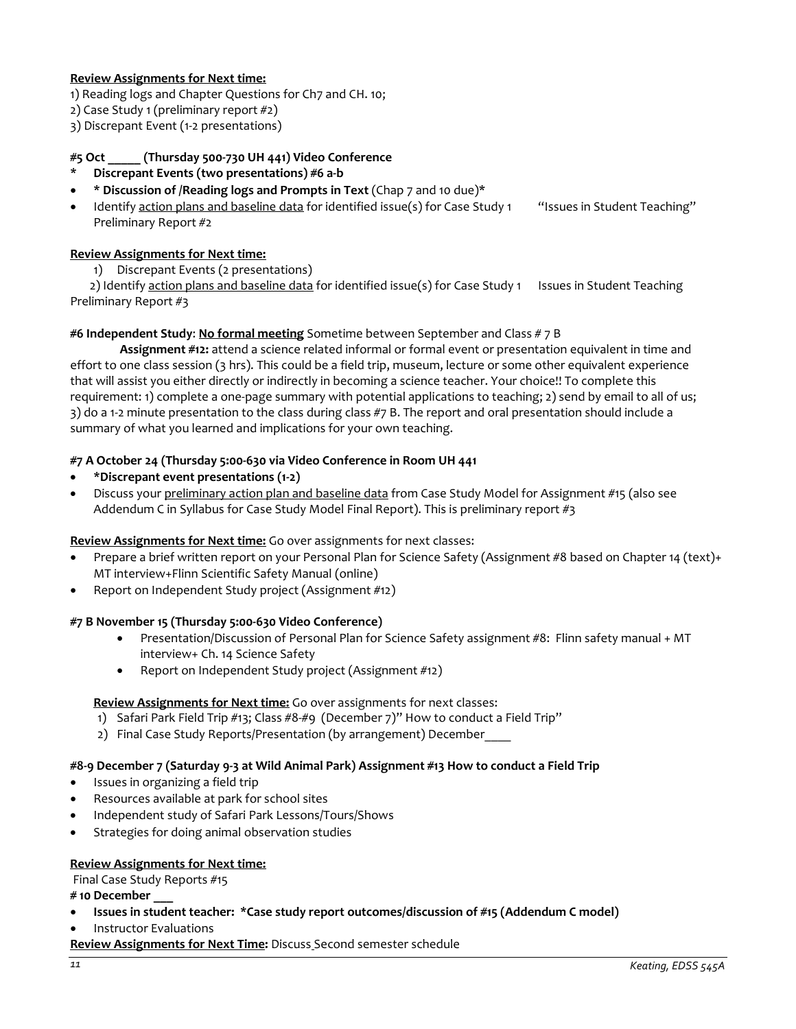**Review Assignments for Next time:**

1) Reading logs and Chapter Questions for Ch7 and CH. 10;
2) Case Study 1 (preliminary report #2)
3) Discrepant Event (1-2 presentations)

**#5 Oct _____ (Thursday 500-730 UH 441) Video Conference**

- **Discrepant Events (two presentations) #6 a-b**
- **\* Discussion of /Reading logs and Prompts in Text** (Chap 7 and 10 due)*
- Identify action plans and baseline data for identified issue(s) for Case Study 1 "Issues in Student Teaching" Preliminary Report #2

**Review Assignments for Next time:**

1) Discrepant Events (2 presentations)
2) Identify action plans and baseline data for identified issue(s) for Case Study 1 Issues in Student Teaching Preliminary Report #3

**#6 Independent Study**: **No formal meeting** Sometime between September and Class # 7 B

**Assignment #12:** attend a science related informal or formal event or presentation equivalent in time and effort to one class session (3 hrs). This could be a field trip, museum, lecture or some other equivalent experience that will assist you either directly or indirectly in becoming a science teacher. Your choice!! To complete this requirement: 1) complete a one-page summary with potential applications to teaching; 2) send by email to all of us; 3) do a 1-2 minute presentation to the class during class #7 B. The report and oral presentation should include a summary of what you learned and implications for your own teaching.

**#7 A October 24 (Thursday 5:00-630 via Video Conference in Room UH 441**

- **\*Discrepant event presentations (1-2)**
- Discuss your preliminary action plan and baseline data from Case Study Model for Assignment #15 (also see Addendum C in Syllabus for Case Study Model Final Report). This is preliminary report #3

**Review Assignments for Next time:** Go over assignments for next classes:

- Prepare a brief written report on your Personal Plan for Science Safety (Assignment #8 based on Chapter 14 (text)+ MT interview+Flinn Scientific Safety Manual (online)
- Report on Independent Study project (Assignment #12)

**#7 B November 15 (Thursday 5:00-630 Video Conference)**

- Presentation/Discussion of Personal Plan for Science Safety assignment #8: Flinn safety manual + MT interview+ Ch. 14 Science Safety
- Report on Independent Study project (Assignment #12)

**Review Assignments for Next time:** Go over assignments for next classes:

1) Safari Park Field Trip #13; Class #8-#9 (December 7)" How to conduct a Field Trip"
2) Final Case Study Reports/Presentation (by arrangement) December____

**#8-9 December 7 (Saturday 9-3 at Wild Animal Park) Assignment #13 How to conduct a Field Trip**

- Issues in organizing a field trip
- Resources available at park for school sites
- Independent study of Safari Park Lessons/Tours/Shows
- Strategies for doing animal observation studies

**Review Assignments for Next time:**

Final Case Study Reports #15

**# 10 December ___**

- **Issues in student teacher: \*Case study report outcomes/discussion of #15 (Addendum C model)**
- Instructor Evaluations

**Review Assignments for Next Time:** Discuss Second semester schedule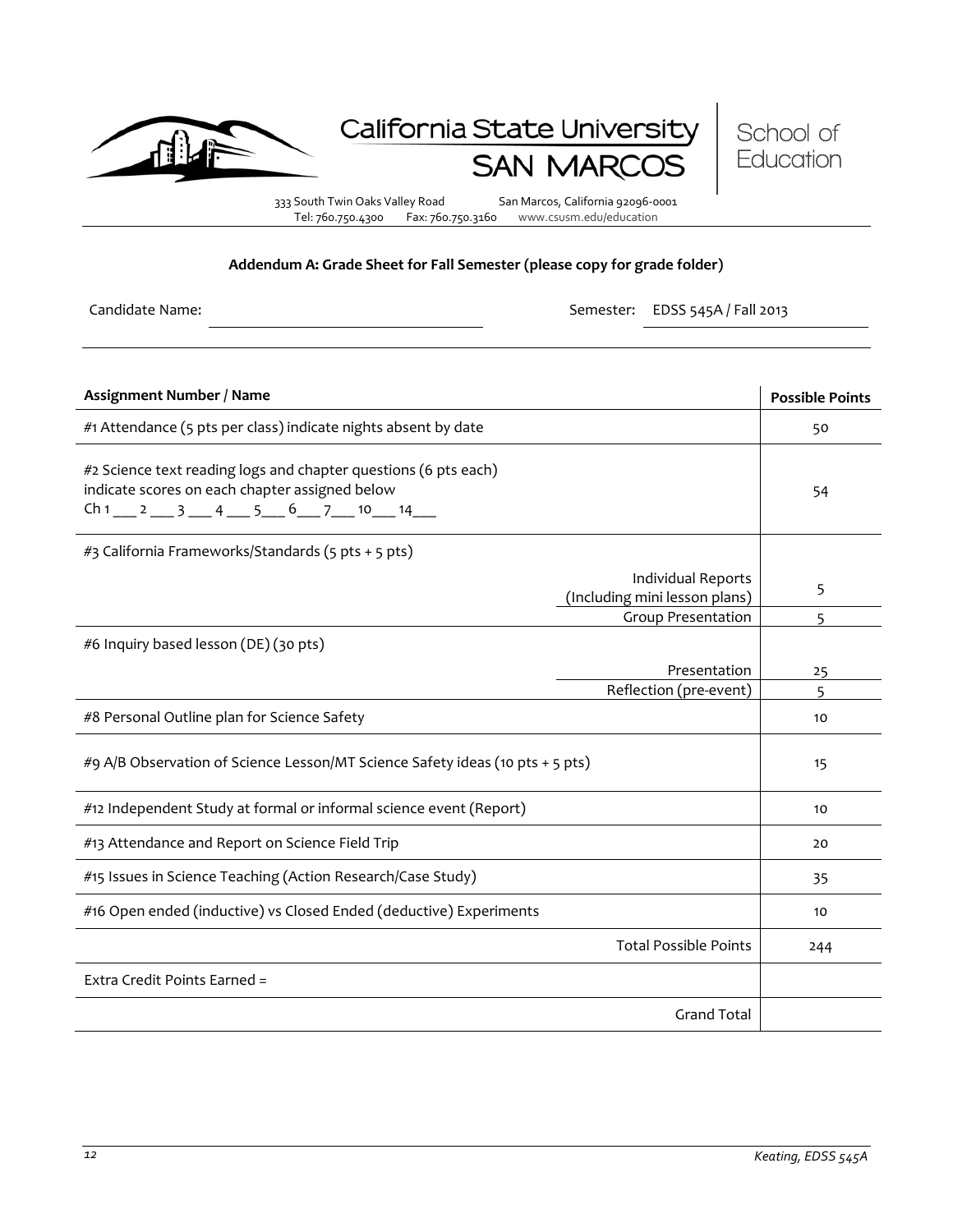California State University SAN MARCOS | School of Education

333 South Twin Oaks Valley Road San Marcos, California 92096-0001
Tel: 760.750.4300 Fax: 760.750.3160 www.csusm.edu/education

**Addendum A: Grade Sheet for Fall Semester (please copy for grade folder)**

Candidate Name: ______________________________ Semester: EDSS 545A / Fall 2013

| Assignment Number / Name | | Possible Points |
|---|---|---|
| #1 Attendance (5 pts per class) indicate nights absent by date | | 50 |
| #2 Science text reading logs and chapter questions (6 pts each) indicate scores on each chapter assigned below Ch 1 ___ 2 ___ 3 ___ 4 ___ 5___ 6___ 7___ 10___ 14___ | | 54 |
| #3 California Frameworks/Standards (5 pts + 5 pts) | | |
| | Individual Reports (Including mini lesson plans) | 5 |
| | Group Presentation | 5 |
| #6 Inquiry based lesson (DE) (30 pts) | | |
| | Presentation | 25 |
| | Reflection (pre-event) | 5 |
| #8 Personal Outline plan for Science Safety | | 10 |
| #9 A/B Observation of Science Lesson/MT Science Safety ideas (10 pts + 5 pts) | | 15 |
| #12 Independent Study at formal or informal science event (Report) | | 10 |
| #13 Attendance and Report on Science Field Trip | | 20 |
| #15 Issues in Science Teaching (Action Research/Case Study) | | 35 |
| #16 Open ended (inductive) vs Closed Ended (deductive) Experiments | | 10 |
| | Total Possible Points | 244 |
| Extra Credit Points Earned = | | |
| | Grand Total | |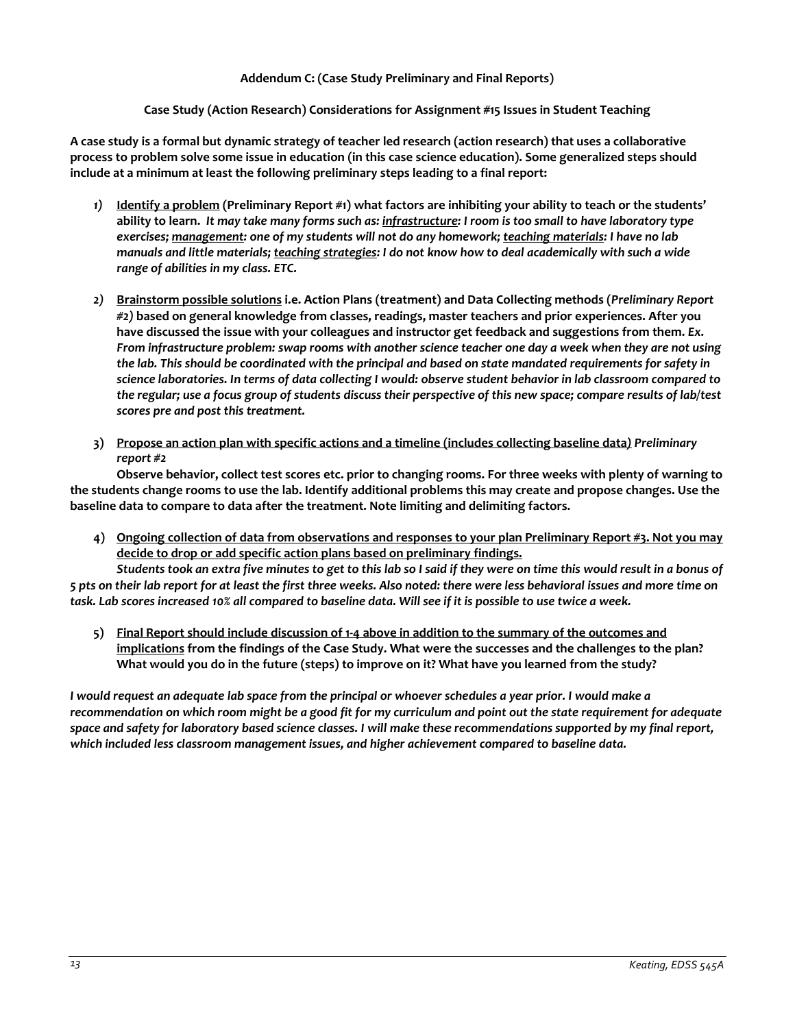**Addendum C: (Case Study Preliminary and Final Reports)**

**Case Study (Action Research) Considerations for Assignment #15 Issues in Student Teaching**

**A case study is a formal but dynamic strategy of teacher led research (action research) that uses a collaborative process to problem solve some issue in education (in this case science education). Some generalized steps should include at a minimum at least the following preliminary steps leading to a final report:**

1) **<u>Identify a problem</u> (Preliminary Report #1) what factors are inhibiting your ability to teach or the students' ability to learn.** ***It may take many forms such as: <u>infrastructure</u>: I room is too small to have laboratory type exercises; <u>management</u>: one of my students will not do any homework; <u>teaching materials</u>: I have no lab manuals and little materials; <u>teaching strategies</u>: I do not know how to deal academically with such a wide range of abilities in my class. ETC.***

2) **<u>Brainstorm possible solutions</u> i.e. Action Plans (treatment) and Data Collecting methods (*Preliminary Report #2*) based on general knowledge from classes, readings, master teachers and prior experiences. After you have discussed the issue with your colleagues and instructor get feedback and suggestions from them.** ***Ex. From infrastructure problem: swap rooms with another science teacher one day a week when they are not using the lab. This should be coordinated with the principal and based on state mandated requirements for safety in science laboratories. In terms of data collecting I would: observe student behavior in lab classroom compared to the regular; use a focus group of students discuss their perspective of this new space; compare results of lab/test scores pre and post this treatment.***

3) **<u>Propose an action plan with specific actions and a timeline (includes collecting baseline data)</u>** ***Preliminary report #2***

**Observe behavior, collect test scores etc. prior to changing rooms. For three weeks with plenty of warning to the students change rooms to use the lab. Identify additional problems this may create and propose changes. Use the baseline data to compare to data after the treatment. Note limiting and delimiting factors.**

4) **<u>Ongoing collection of data from observations and responses to your plan Preliminary Report #3. Not you may decide to drop or add specific action plans based on preliminary findings.</u>**

***Students took an extra five minutes to get to this lab so I said if they were on time this would result in a bonus of 5 pts on their lab report for at least the first three weeks. Also noted: there were less behavioral issues and more time on task. Lab scores increased 10% all compared to baseline data. Will see if it is possible to use twice a week.***

5) **<u>Final Report should include discussion of 1-4 above in addition to the summary of the outcomes and implications</u> from the findings of the Case Study. What were the successes and the challenges to the plan? What would you do in the future (steps) to improve on it? What have you learned from the study?**

***I would request an adequate lab space from the principal or whoever schedules a year prior. I would make a recommendation on which room might be a good fit for my curriculum and point out the state requirement for adequate space and safety for laboratory based science classes. I will make these recommendations supported by my final report, which included less classroom management issues, and higher achievement compared to baseline data.***